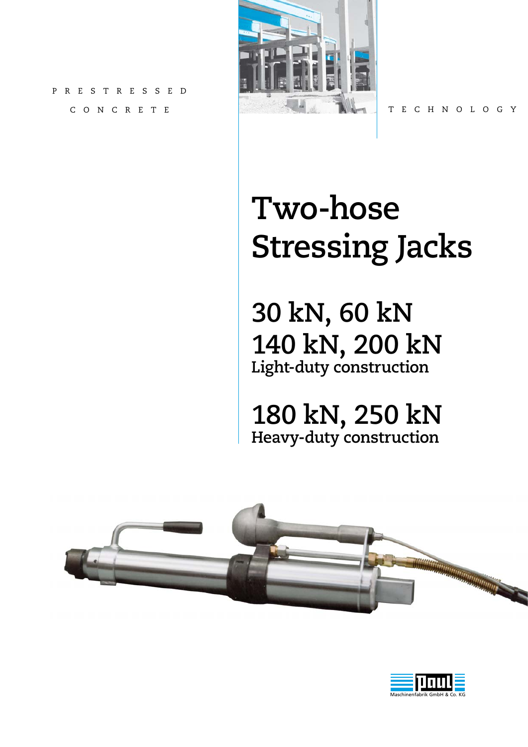PRESTRESSED CONCRETE TECHNOLOGY

# Two-hose Stressing Jacks

## 30 kN, 60 kN
## 140 kN, 200 kN
**Light-duty construction**

## 180 kN, 250 kN
**Heavy-duty construction**

Paul Maschinenfabrik GmbH & Co. KG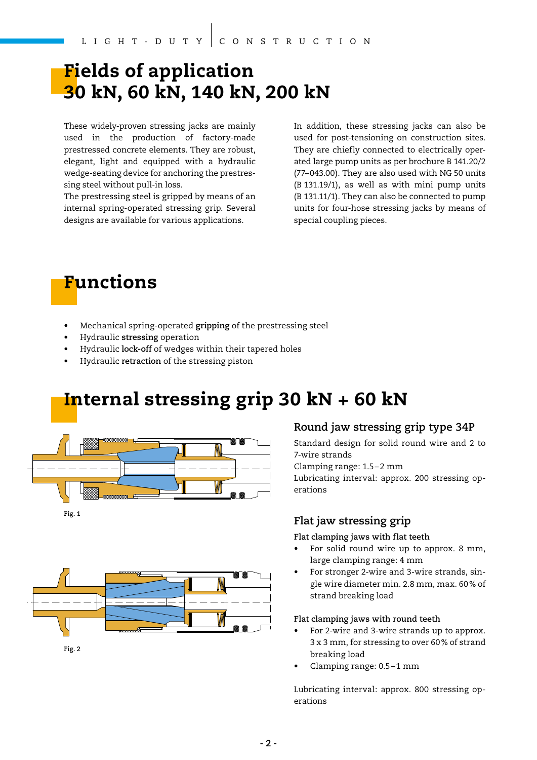# Fields of application 30 kN, 60 kN, 140 kN, 200 kN

These widely-proven stressing jacks are mainly used in the production of factory-made prestressed concrete elements. They are robust, elegant, light and equipped with a hydraulic wedge-seating device for anchoring the prestressing steel without pull-in loss.
The prestressing steel is gripped by means of an internal spring-operated stressing grip. Several designs are available for various applications.

In addition, these stressing jacks can also be used for post-tensioning on construction sites. They are chiefly connected to electrically operated large pump units as per brochure B 141.20/2 (77–043.00). They are also used with NG 50 units (B 131.19/1), as well as with mini pump units (B 131.11/1). They can also be connected to pump units for four-hose stressing jacks by means of special coupling pieces.

# Functions

- Mechanical spring-operated **gripping** of the prestressing steel
- Hydraulic **stressing** operation
- Hydraulic **lock-off** of wedges within their tapered holes
- Hydraulic **retraction** of the stressing piston

# Internal stressing grip 30 kN + 60 kN

Fig. 1

Fig. 2

## Round jaw stressing grip type 34P

Standard design for solid round wire and 2 to 7-wire strands
Clamping range: 1.5 – 2 mm
Lubricating interval: approx. 200 stressing operations

## Flat jaw stressing grip

**Flat clamping jaws with flat teeth**

- For solid round wire up to approx. 8 mm, large clamping range: 4 mm
- For stronger 2-wire and 3-wire strands, single wire diameter min. 2.8 mm, max. 60 % of strand breaking load

**Flat clamping jaws with round teeth**

- For 2-wire and 3-wire strands up to approx. 3 x 3 mm, for stressing to over 60 % of strand breaking load
- Clamping range: 0.5 – 1 mm

Lubricating interval: approx. 800 stressing operations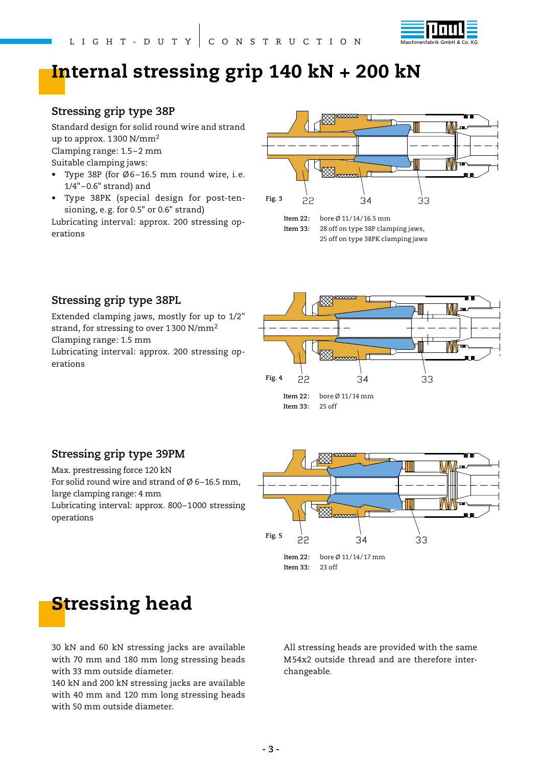# Internal stressing grip 140 kN + 200 kN

## Stressing grip type 38P

Standard design for solid round wire and strand up to approx. 1300 N/mm²
Clamping range: 1.5–2 mm
Suitable clamping jaws:

- Type 38P (for Ø6–16.5 mm round wire, i.e. 1/4"–0.6" strand) and
- Type 38PK (special design for post-tensioning, e.g. for 0.5" or 0.6" strand)

Lubricating interval: approx. 200 stressing operations

Fig. 3

**Item 22:** bore Ø 11/14/16.5 mm
**Item 33:** 28 off on type 38P clamping jaws, 25 off on type 38PK clamping jaws

## Stressing grip type 38PL

Extended clamping jaws, mostly for up to 1/2" strand, for stressing to over 1300 N/mm²
Clamping range: 1.5 mm
Lubricating interval: approx. 200 stressing operations

Fig. 4

**Item 22:** bore Ø 11/14 mm
**Item 33:** 25 off

## Stressing grip type 39PM

Max. prestressing force 120 kN
For solid round wire and strand of Ø 6–16.5 mm, large clamping range: 4 mm
Lubricating interval: approx. 800–1000 stressing operations

Fig. 5

**Item 22:** bore Ø 11/14/17 mm
**Item 33:** 23 off

# Stressing head

30 kN and 60 kN stressing jacks are available with 70 mm and 180 mm long stressing heads with 33 mm outside diameter.
140 kN and 200 kN stressing jacks are available with 40 mm and 120 mm long stressing heads with 50 mm outside diameter.

All stressing heads are provided with the same M54x2 outside thread and are therefore interchangeable.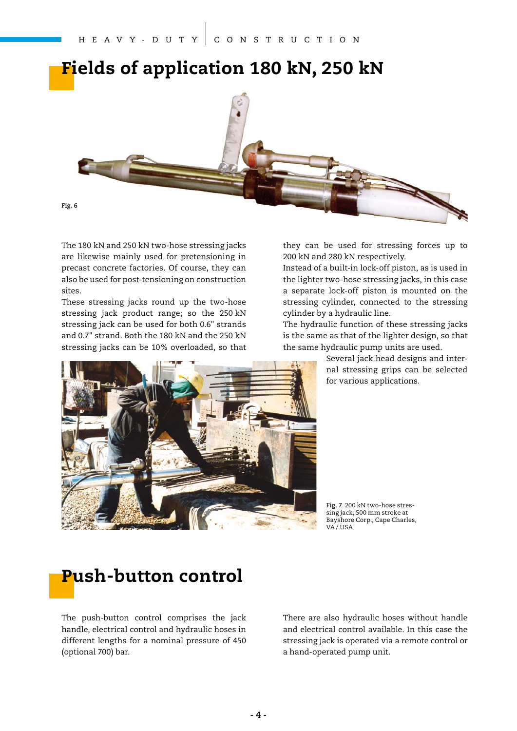# Fields of application 180 kN, 250 kN

Fig. 6

The 180 kN and 250 kN two-hose stressing jacks are likewise mainly used for pretensioning in precast concrete factories. Of course, they can also be used for post-tensioning on construction sites.

These stressing jacks round up the two-hose stressing jack product range; so the 250 kN stressing jack can be used for both 0.6" strands and 0.7" strand. Both the 180 kN and the 250 kN stressing jacks can be 10% overloaded, so that they can be used for stressing forces up to 200 kN and 280 kN respectively.

Instead of a built-in lock-off piston, as is used in the lighter two-hose stressing jacks, in this case a separate lock-off piston is mounted on the stressing cylinder, connected to the stressing cylinder by a hydraulic line.

The hydraulic function of these stressing jacks is the same as that of the lighter design, so that the same hydraulic pump units are used.

Several jack head designs and internal stressing grips can be selected for various applications.

**Fig. 7** 200 kN two-hose stressing jack, 500 mm stroke at Bayshore Corp., Cape Charles, VA / USA

# Push-button control

The push-button control comprises the jack handle, electrical control and hydraulic hoses in different lengths for a nominal pressure of 450 (optional 700) bar.

There are also hydraulic hoses without handle and electrical control available. In this case the stressing jack is operated via a remote control or a hand-operated pump unit.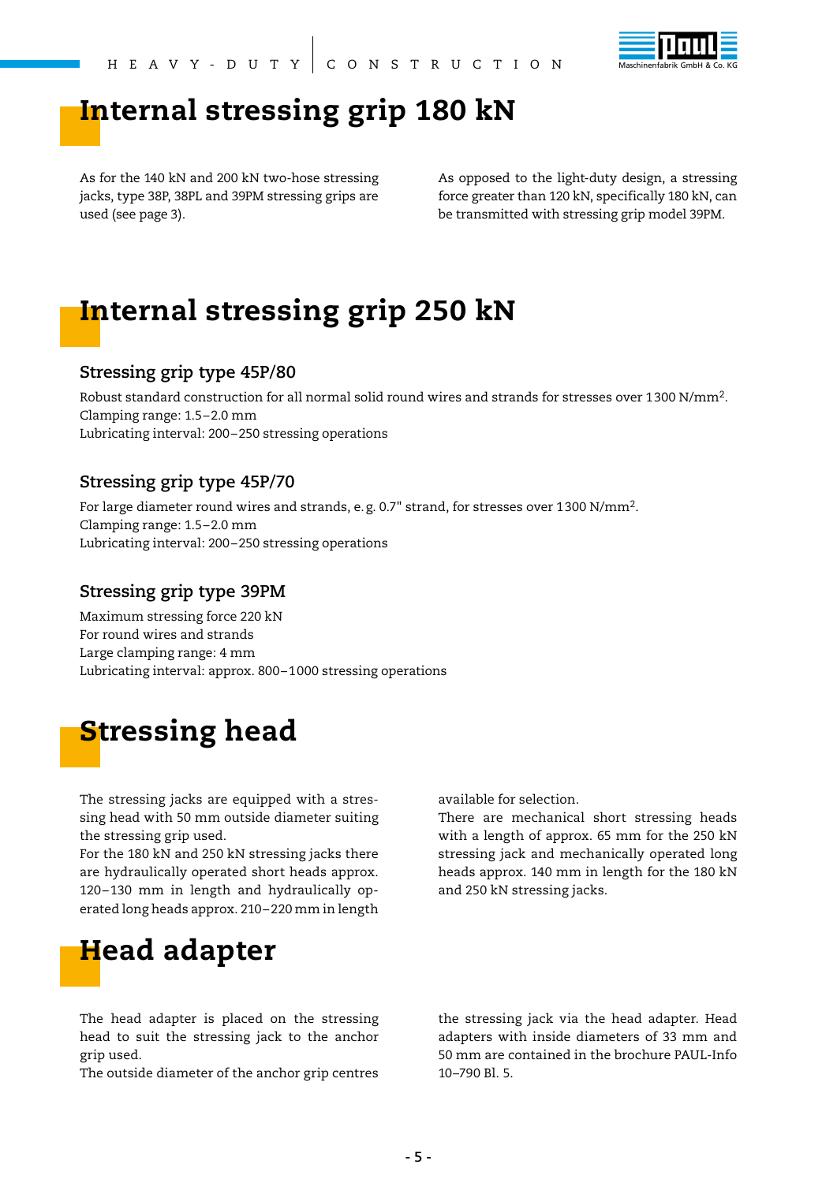# Internal stressing grip 180 kN

As for the 140 kN and 200 kN two-hose stressing jacks, type 38P, 38PL and 39PM stressing grips are used (see page 3).

As opposed to the light-duty design, a stressing force greater than 120 kN, specifically 180 kN, can be transmitted with stressing grip model 39PM.

# Internal stressing grip 250 kN

## Stressing grip type 45P/80

Robust standard construction for all normal solid round wires and strands for stresses over 1300 N/mm$^2$.
Clamping range: 1.5–2.0 mm
Lubricating interval: 200–250 stressing operations

## Stressing grip type 45P/70

For large diameter round wires and strands, e. g. 0.7" strand, for stresses over 1300 N/mm$^2$.
Clamping range: 1.5–2.0 mm
Lubricating interval: 200–250 stressing operations

## Stressing grip type 39PM

Maximum stressing force 220 kN
For round wires and strands
Large clamping range: 4 mm
Lubricating interval: approx. 800–1000 stressing operations

# Stressing head

The stressing jacks are equipped with a stressing head with 50 mm outside diameter suiting the stressing grip used.
For the 180 kN and 250 kN stressing jacks there are hydraulically operated short heads approx. 120–130 mm in length and hydraulically operated long heads approx. 210–220 mm in length available for selection.
There are mechanical short stressing heads with a length of approx. 65 mm for the 250 kN stressing jack and mechanically operated long heads approx. 140 mm in length for the 180 kN and 250 kN stressing jacks.

# Head adapter

The head adapter is placed on the stressing head to suit the stressing jack to the anchor grip used.
The outside diameter of the anchor grip centres the stressing jack via the head adapter. Head adapters with inside diameters of 33 mm and 50 mm are contained in the brochure PAUL-Info 10–790 Bl. 5.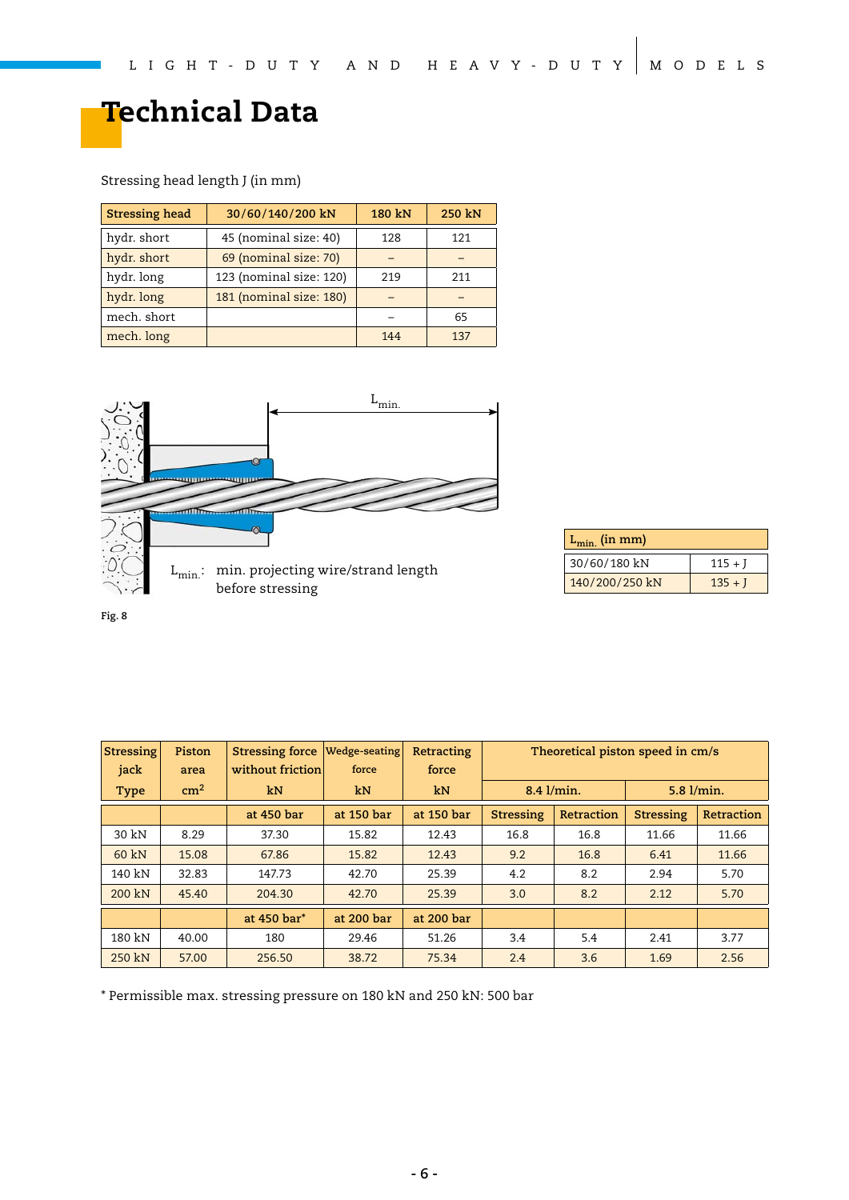# Technical Data

Stressing head length J (in mm)

| Stressing head | 30/60/140/200 kN | 180 kN | 250 kN |
|---|---|---|---|
| hydr. short | 45 (nominal size: 40) | 128 | 121 |
| hydr. short | 69 (nominal size: 70) | – | – |
| hydr. long | 123 (nominal size: 120) | 219 | 211 |
| hydr. long | 181 (nominal size: 180) | – | – |
| mech. short | | – | 65 |
| mech. long | | 144 | 137 |

$L_{min.}$

$L_{min.}$: min. projecting wire/strand length before stressing

| $L_{min.}$ (in mm) | |
|---|---|
| 30/60/180 kN | 115 + J |
| 140/200/250 kN | 135 + J |

Fig. 8

| Stressing jack Type | Piston area cm² | Stressing force without friction kN | Wedge-seating force kN | Retracting force kN | Theoretical piston speed in cm/s | | | |
|---|---|---|---|---|---|---|---|---|
| | | | | | 8.4 l/min. | | 5.8 l/min. | |
| | | at 450 bar | at 150 bar | at 150 bar | Stressing | Retraction | Stressing | Retraction |
| 30 kN | 8.29 | 37.30 | 15.82 | 12.43 | 16.8 | 16.8 | 11.66 | 11.66 |
| 60 kN | 15.08 | 67.86 | 15.82 | 12.43 | 9.2 | 16.8 | 6.41 | 11.66 |
| 140 kN | 32.83 | 147.73 | 42.70 | 25.39 | 4.2 | 8.2 | 2.94 | 5.70 |
| 200 kN | 45.40 | 204.30 | 42.70 | 25.39 | 3.0 | 8.2 | 2.12 | 5.70 |
| | | at 450 bar* | at 200 bar | at 200 bar | | | | |
| 180 kN | 40.00 | 180 | 29.46 | 51.26 | 3.4 | 5.4 | 2.41 | 3.77 |
| 250 kN | 57.00 | 256.50 | 38.72 | 75.34 | 2.4 | 3.6 | 1.69 | 2.56 |

* Permissible max. stressing pressure on 180 kN and 250 kN: 500 bar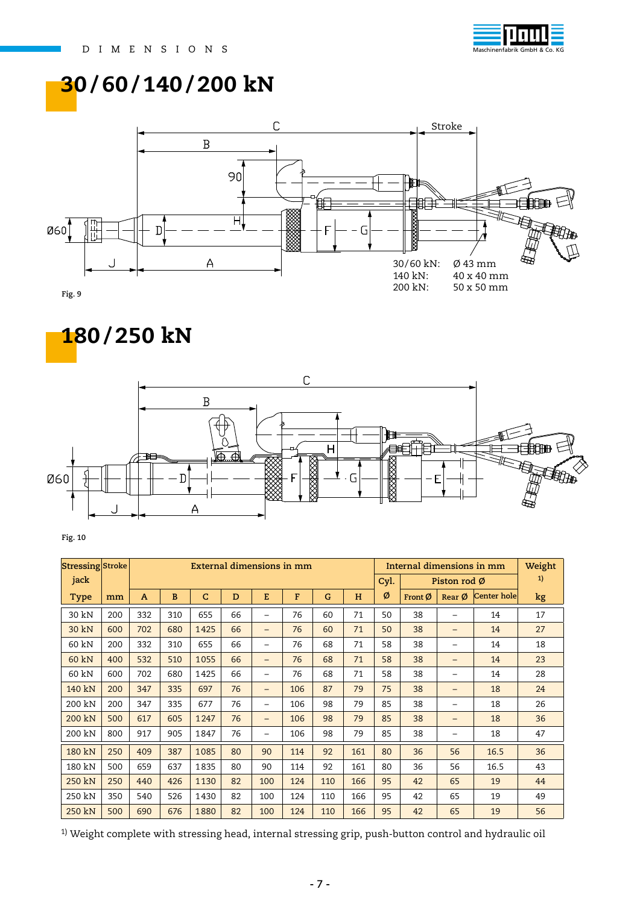DIMENSIONS

# 30/60/140/200 kN

Stroke

30/60 kN: Ø 43 mm
140 kN: 40 x 40 mm
200 kN: 50 x 50 mm

Fig. 9

# 180/250 kN

Fig. 10

| Stressing jack | Stroke | External dimensions in mm | | | | | | | | Internal dimensions in mm | | | | Weight [1] |
|---|---|---|---|---|---|---|---|---|---|---|---|---|---|---|
| | | | | | | | | | | Cyl. | Piston rod Ø | | | |
| Type | mm | A | B | C | D | E | F | G | H | Ø | Front Ø | Rear Ø | Center hole | kg |
| 30 kN | 200 | 332 | 310 | 655 | 66 | – | 76 | 60 | 71 | 50 | 38 | – | 14 | 17 |
| 30 kN | 600 | 702 | 680 | 1425 | 66 | – | 76 | 60 | 71 | 50 | 38 | – | 14 | 27 |
| 60 kN | 200 | 332 | 310 | 655 | 66 | – | 76 | 68 | 71 | 58 | 38 | – | 14 | 18 |
| 60 kN | 400 | 532 | 510 | 1055 | 66 | – | 76 | 68 | 71 | 58 | 38 | – | 14 | 23 |
| 60 kN | 600 | 702 | 680 | 1425 | 66 | – | 76 | 68 | 71 | 58 | 38 | – | 14 | 28 |
| 140 kN | 200 | 347 | 335 | 697 | 76 | – | 106 | 87 | 79 | 75 | 38 | – | 18 | 24 |
| 200 kN | 200 | 347 | 335 | 677 | 76 | – | 106 | 98 | 79 | 85 | 38 | – | 18 | 26 |
| 200 kN | 500 | 617 | 605 | 1247 | 76 | – | 106 | 98 | 79 | 85 | 38 | – | 18 | 36 |
| 200 kN | 800 | 917 | 905 | 1847 | 76 | – | 106 | 98 | 79 | 85 | 38 | – | 18 | 47 |
| 180 kN | 250 | 409 | 387 | 1085 | 80 | 90 | 114 | 92 | 161 | 80 | 36 | 56 | 16.5 | 36 |
| 180 kN | 500 | 659 | 637 | 1835 | 80 | 90 | 114 | 92 | 161 | 80 | 36 | 56 | 16.5 | 43 |
| 250 kN | 250 | 440 | 426 | 1130 | 82 | 100 | 124 | 110 | 166 | 95 | 42 | 65 | 19 | 44 |
| 250 kN | 350 | 540 | 526 | 1430 | 82 | 100 | 124 | 110 | 166 | 95 | 42 | 65 | 19 | 49 |
| 250 kN | 500 | 690 | 676 | 1880 | 82 | 100 | 124 | 110 | 166 | 95 | 42 | 65 | 19 | 56 |

[1] Weight complete with stressing head, internal stressing grip, push-button control and hydraulic oil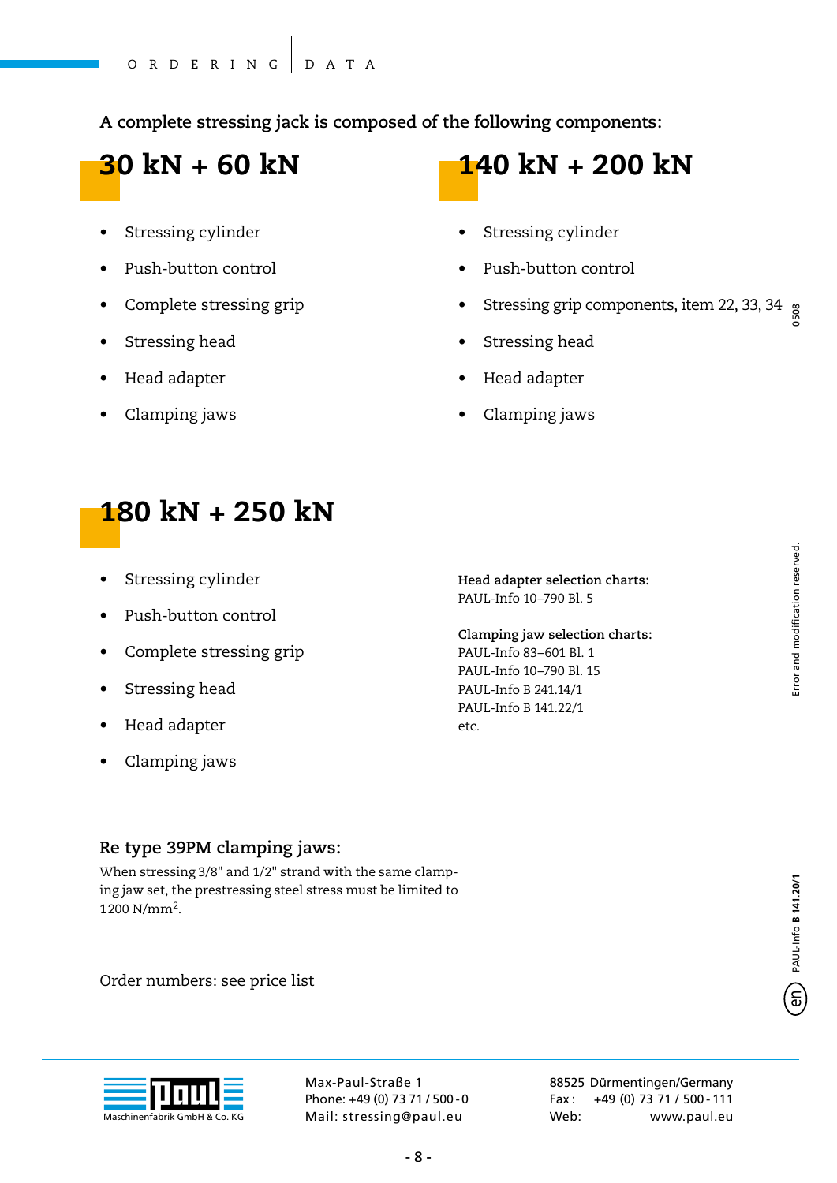A complete stressing jack is composed of the following components:

## 30 kN + 60 kN

- Stressing cylinder
- Push-button control
- Complete stressing grip
- Stressing head
- Head adapter
- Clamping jaws

## 140 kN + 200 kN

- Stressing cylinder
- Push-button control
- Stressing grip components, item 22, 33, 34
- Stressing head
- Head adapter
- Clamping jaws

## 180 kN + 250 kN

- Stressing cylinder
- Push-button control
- Complete stressing grip
- Stressing head
- Head adapter
- Clamping jaws

**Head adapter selection charts:**
PAUL-Info 10–790 Bl. 5

**Clamping jaw selection charts:**
PAUL-Info 83–601 Bl. 1
PAUL-Info 10–790 Bl. 15
PAUL-Info B 241.14/1
PAUL-Info B 141.22/1
etc.

### Re type 39PM clamping jaws:

When stressing 3/8" and 1/2" strand with the same clamping jaw set, the prestressing steel stress must be limited to 1200 N/mm$^2$.

Order numbers: see price list

Max-Paul-Straße 1
Phone: +49 (0) 73 71 / 500 - 0
Mail: stressing@paul.eu

88525 Dürmentingen/Germany
Fax: +49 (0) 73 71 / 500 - 111
Web: www.paul.eu